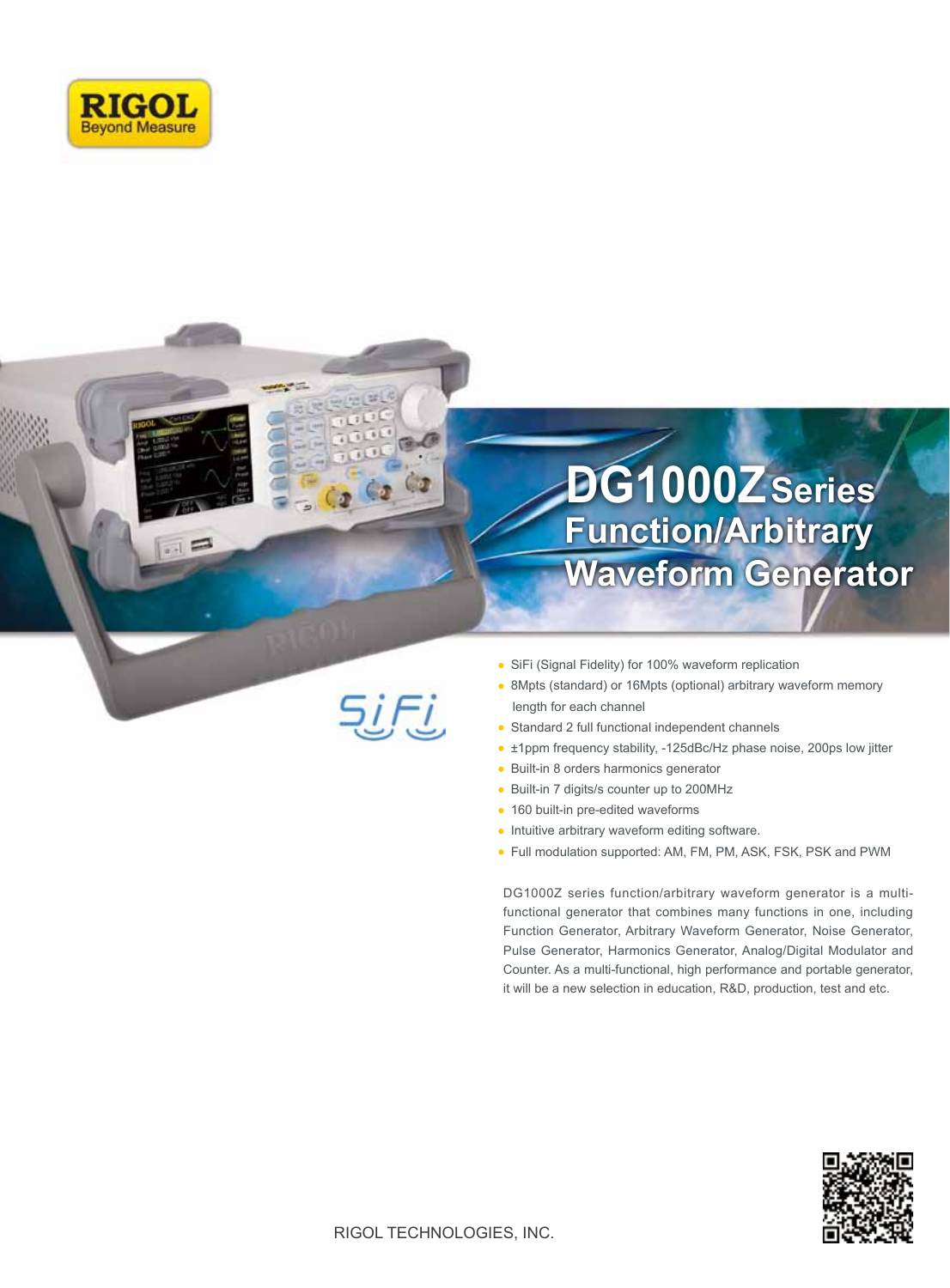RIGOL
Beyond Measure

# DG1000Z Series Function/Arbitrary Waveform Generator

SiFi

- SiFi (Signal Fidelity) for 100% waveform replication
- 8Mpts (standard) or 16Mpts (optional) arbitrary waveform memory length for each channel
- Standard 2 full functional independent channels
- ±1ppm frequency stability, -125dBc/Hz phase noise, 200ps low jitter
- Built-in 8 orders harmonics generator
- Built-in 7 digits/s counter up to 200MHz
- 160 built-in pre-edited waveforms
- Intuitive arbitrary waveform editing software.
- Full modulation supported: AM, FM, PM, ASK, FSK, PSK and PWM

DG1000Z series function/arbitrary waveform generator is a multi-functional generator that combines many functions in one, including Function Generator, Arbitrary Waveform Generator, Noise Generator, Pulse Generator, Harmonics Generator, Analog/Digital Modulator and Counter. As a multi-functional, high performance and portable generator, it will be a new selection in education, R&D, production, test and etc.

RIGOL TECHNOLOGIES, INC.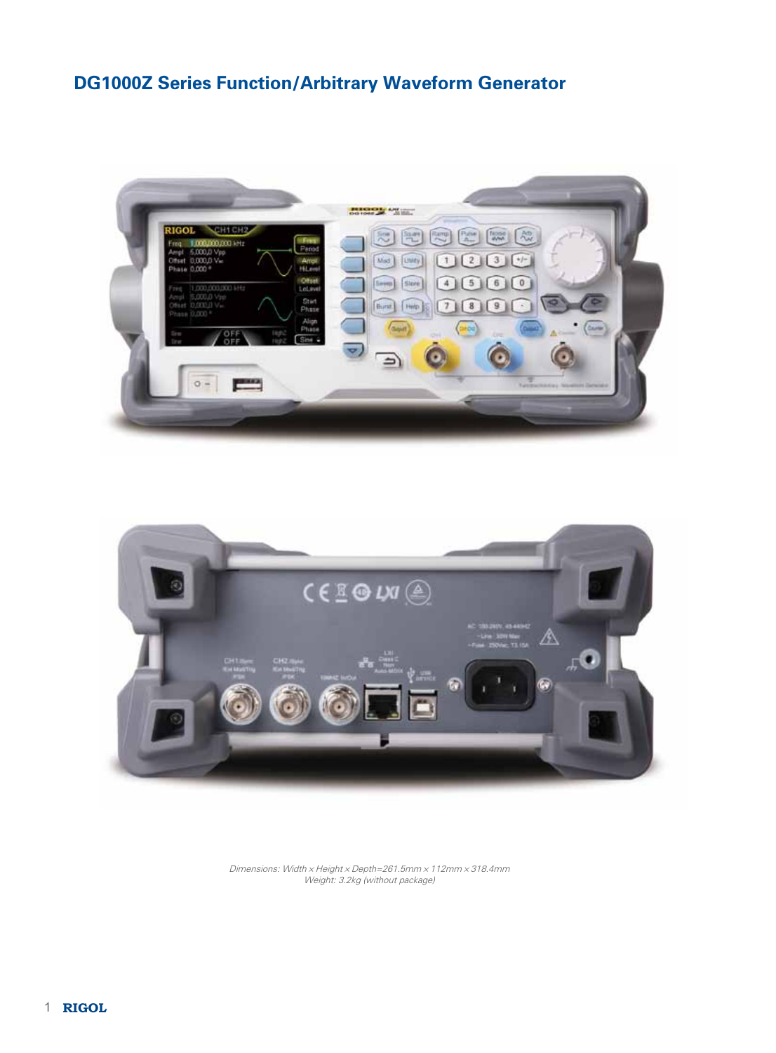# DG1000Z Series Function/Arbitrary Waveform Generator

*Dimensions: Width × Height × Depth=261.5mm × 112mm × 318.4mm*
*Weight: 3.2kg (without package)*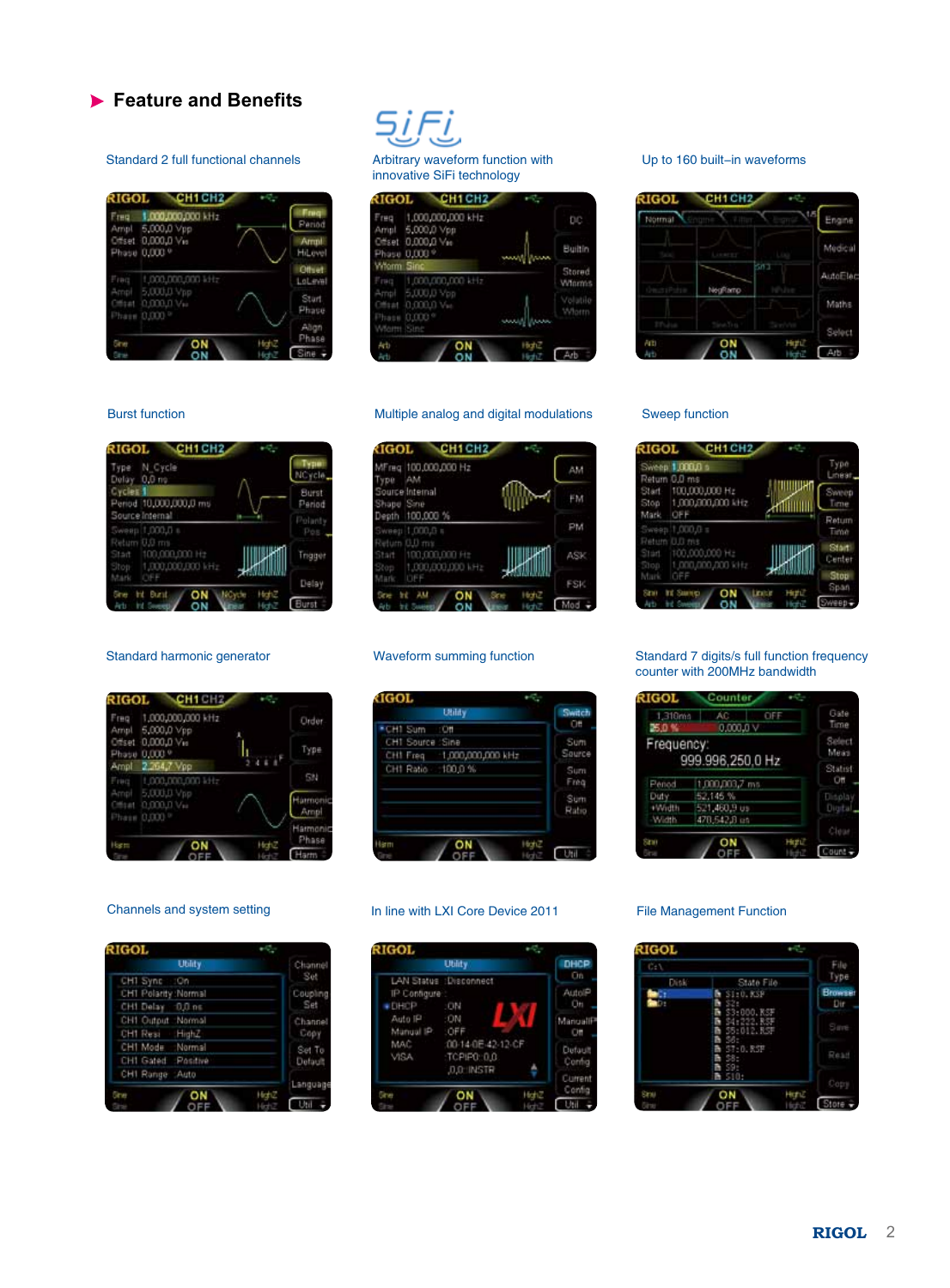## Feature and Benefits

Standard 2 full functional channels

Arbitrary waveform function with innovative SiFi technology

Up to 160 built–in waveforms

Burst function

Multiple analog and digital modulations

Sweep function

Standard harmonic generator

Waveform summing function

Standard 7 digits/s full function frequency counter with 200MHz bandwidth

Channels and system setting

In line with LXI Core Device 2011

File Management Function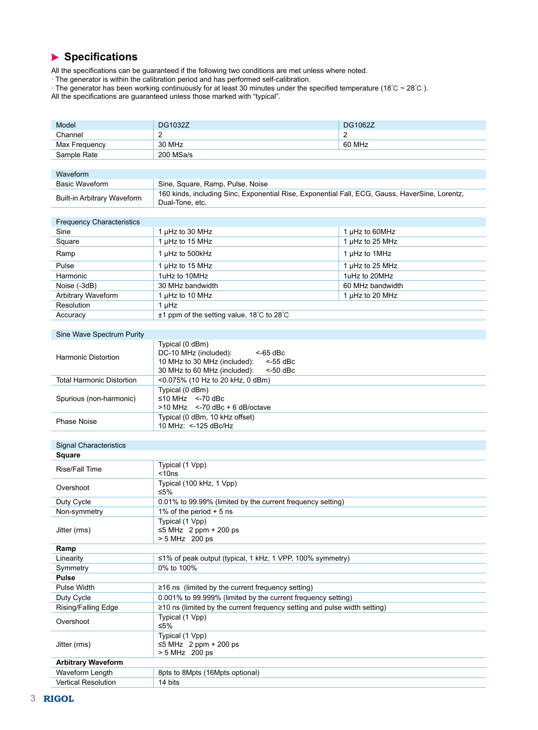## Specifications

All the specifications can be guaranteed if the following two conditions are met unless where noted.
· The generator is within the calibration period and has performed self-calibration.
· The generator has been working continuously for at least 30 minutes under the specified temperature (18°C ~ 28°C ).
All the specifications are guaranteed unless those marked with "typical".

| Model | DG1032Z | DG1062Z |
|---|---|---|
| Channel | 2 | 2 |
| Max Frequency | 30 MHz | 60 MHz |
| Sample Rate | 200 MSa/s | |

| Waveform | |
|---|---|
| Basic Waveform | Sine, Square, Ramp, Pulse, Noise |
| Built-in Arbitrary Waveform | 160 kinds, including Sinc, Exponential Rise, Exponential Fall, ECG, Gauss, HaverSine, Lorentz, Dual-Tone, etc. |

| Frequency Characteristics | | |
|---|---|---|
| Sine | 1 μHz to 30 MHz | 1 μHz to 60MHz |
| Square | 1 μHz to 15 MHz | 1 μHz to 25 MHz |
| Ramp | 1 μHz to 500kHz | 1 μHz to 1MHz |
| Pulse | 1 μHz to 15 MHz | 1 μHz to 25 MHz |
| Harmonic | 1uHz to 10MHz | 1uHz to 20MHz |
| Noise (-3dB) | 30 MHz bandwidth | 60 MHz bandwidth |
| Arbitrary Waveform | 1 μHz to 10 MHz | 1 μHz to 20 MHz |
| Resolution | 1 μHz | |
| Accuracy | ±1 ppm of the setting value, 18°C to 28°C | |

| Sine Wave Spectrum Purity | |
|---|---|
| Harmonic Distortion | Typical (0 dBm)<br>DC-10 MHz (included): <-65 dBc<br>10 MHz to 30 MHz (included): <-55 dBc<br>30 MHz to 60 MHz (included): <-50 dBc |
| Total Harmonic Distortion | <0.075% (10 Hz to 20 kHz, 0 dBm) |
| Spurious (non-harmonic) | Typical (0 dBm)<br>≤10 MHz <-70 dBc<br>>10 MHz <-70 dBc + 6 dB/octave |
| Phase Noise | Typical (0 dBm, 10 kHz offset)<br>10 MHz: <-125 dBc/Hz |

| Signal Characteristics | |
|---|---|
| **Square** | |
| Rise/Fall Time | Typical (1 Vpp)<br><10ns |
| Overshoot | Typical (100 kHz, 1 Vpp)<br>≤5% |
| Duty Cycle | 0.01% to 99.99% (limited by the current frequency setting) |
| Non-symmetry | 1% of the period + 5 ns |
| Jitter (rms) | Typical (1 Vpp)<br>≤5 MHz 2 ppm + 200 ps<br>> 5 MHz 200 ps |
| **Ramp** | |
| Linearity | ≤1% of peak output (typical, 1 kHz, 1 VPP, 100% symmetry) |
| Symmetry | 0% to 100% |
| **Pulse** | |
| Pulse Width | ≥16 ns (limited by the current frequency setting) |
| Duty Cycle | 0.001% to 99.999% (limited by the current frequency setting) |
| Rising/Falling Edge | ≥10 ns (limited by the current frequency setting and pulse width setting) |
| Overshoot | Typical (1 Vpp)<br>≤5% |
| Jitter (rms) | Typical (1 Vpp)<br>≤5 MHz 2 ppm + 200 ps<br>> 5 MHz 200 ps |
| **Arbitrary Waveform** | |
| Waveform Length | 8pts to 8Mpts (16Mpts optional) |
| Vertical Resolution | 14 bits |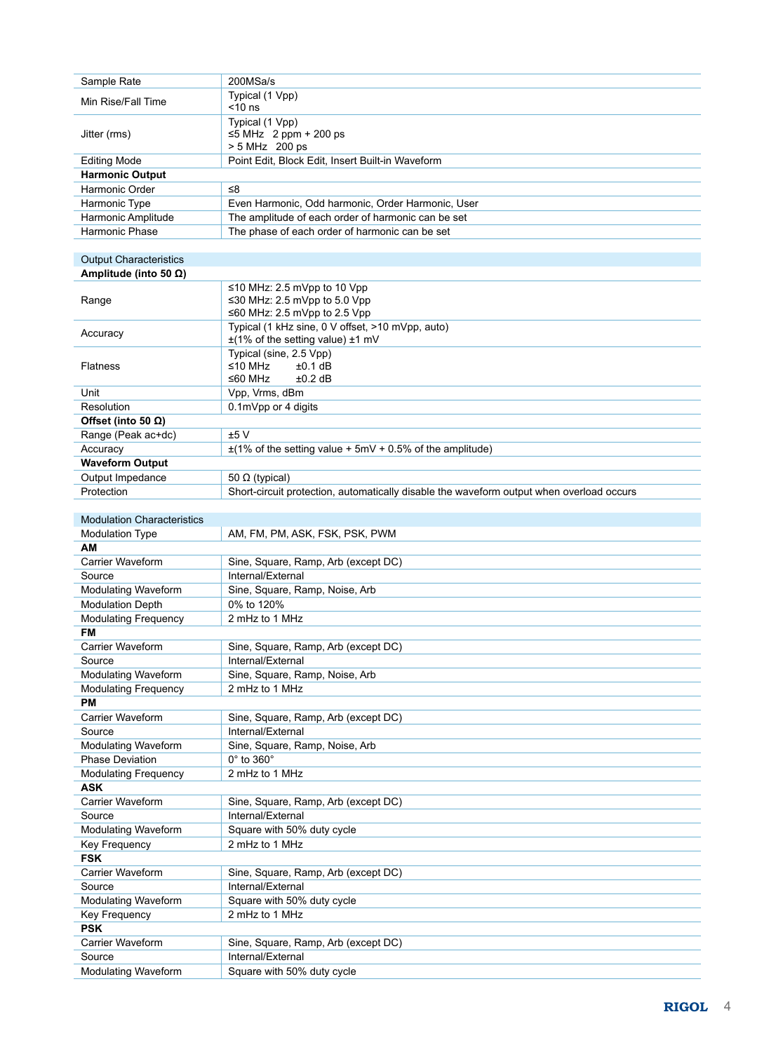| | |
|---|---|
| Sample Rate | 200MSa/s |
| Min Rise/Fall Time | Typical (1 Vpp)<br><10 ns |
| Jitter (rms) | Typical (1 Vpp)<br>≤5 MHz 2 ppm + 200 ps<br>> 5 MHz 200 ps |
| Editing Mode | Point Edit, Block Edit, Insert Built-in Waveform |
| **Harmonic Output** | |
| Harmonic Order | ≤8 |
| Harmonic Type | Even Harmonic, Odd harmonic, Order Harmonic, User |
| Harmonic Amplitude | The amplitude of each order of harmonic can be set |
| Harmonic Phase | The phase of each order of harmonic can be set |

| Output Characteristics | |
|---|---|
| **Amplitude (into 50 Ω)** | |
| Range | ≤10 MHz: 2.5 mVpp to 10 Vpp<br>≤30 MHz: 2.5 mVpp to 5.0 Vpp<br>≤60 MHz: 2.5 mVpp to 2.5 Vpp |
| Accuracy | Typical (1 kHz sine, 0 V offset, >10 mVpp, auto)<br>±(1% of the setting value) ±1 mV |
| Flatness | Typical (sine, 2.5 Vpp)<br>≤10 MHz ±0.1 dB<br>≤60 MHz ±0.2 dB |
| Unit | Vpp, Vrms, dBm |
| Resolution | 0.1mVpp or 4 digits |
| **Offset (into 50 Ω)** | |
| Range (Peak ac+dc) | ±5 V |
| Accuracy | ±(1% of the setting value + 5mV + 0.5% of the amplitude) |
| **Waveform Output** | |
| Output Impedance | 50 Ω (typical) |
| Protection | Short-circuit protection, automatically disable the waveform output when overload occurs |

| Modulation Characteristics | |
|---|---|
| Modulation Type | AM, FM, PM, ASK, FSK, PSK, PWM |
| **AM** | |
| Carrier Waveform | Sine, Square, Ramp, Arb (except DC) |
| Source | Internal/External |
| Modulating Waveform | Sine, Square, Ramp, Noise, Arb |
| Modulation Depth | 0% to 120% |
| Modulating Frequency | 2 mHz to 1 MHz |
| **FM** | |
| Carrier Waveform | Sine, Square, Ramp, Arb (except DC) |
| Source | Internal/External |
| Modulating Waveform | Sine, Square, Ramp, Noise, Arb |
| Modulating Frequency | 2 mHz to 1 MHz |
| **PM** | |
| Carrier Waveform | Sine, Square, Ramp, Arb (except DC) |
| Source | Internal/External |
| Modulating Waveform | Sine, Square, Ramp, Noise, Arb |
| Phase Deviation | 0° to 360° |
| Modulating Frequency | 2 mHz to 1 MHz |
| **ASK** | |
| Carrier Waveform | Sine, Square, Ramp, Arb (except DC) |
| Source | Internal/External |
| Modulating Waveform | Square with 50% duty cycle |
| Key Frequency | 2 mHz to 1 MHz |
| **FSK** | |
| Carrier Waveform | Sine, Square, Ramp, Arb (except DC) |
| Source | Internal/External |
| Modulating Waveform | Square with 50% duty cycle |
| Key Frequency | 2 mHz to 1 MHz |
| **PSK** | |
| Carrier Waveform | Sine, Square, Ramp, Arb (except DC) |
| Source | Internal/External |
| Modulating Waveform | Square with 50% duty cycle |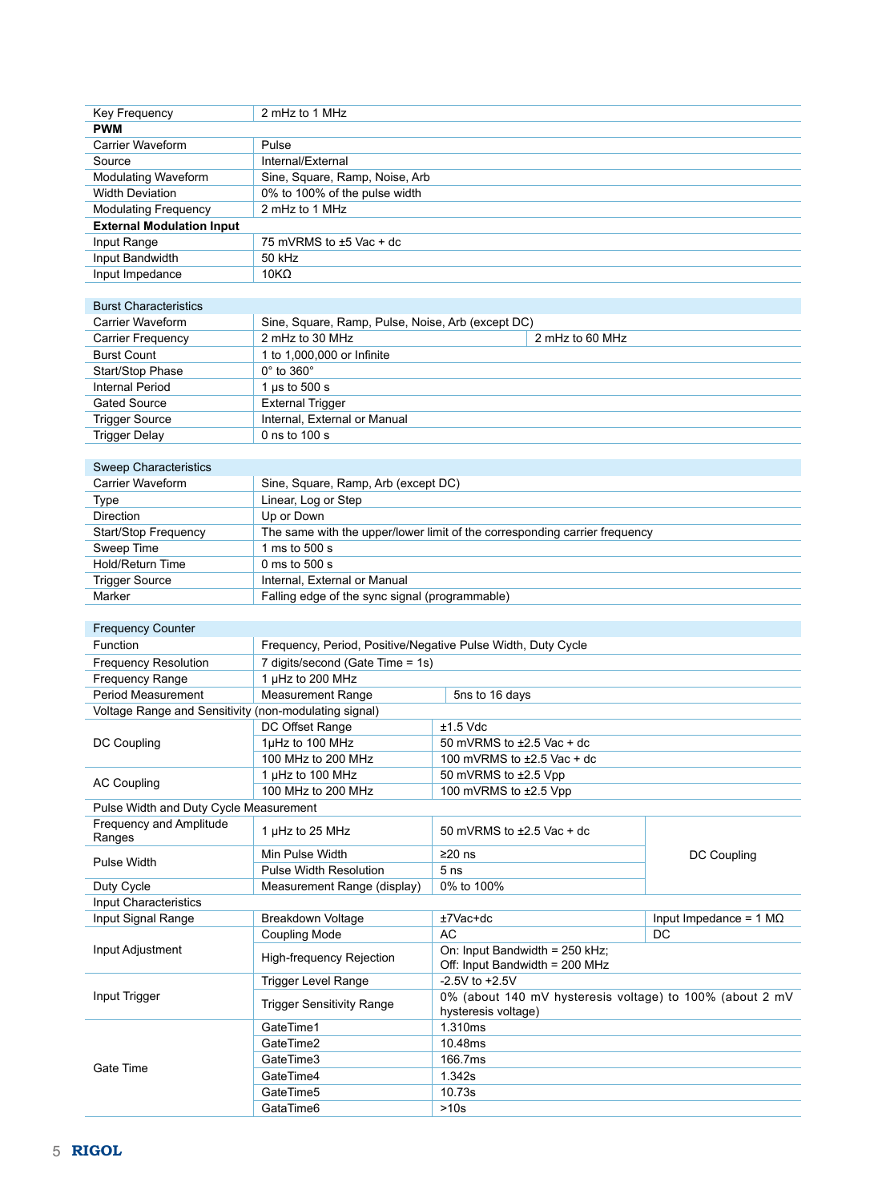| | | |
|---|---|---|
| Key Frequency | 2 mHz to 1 MHz | |
| **PWM** | | |
| Carrier Waveform | Pulse | |
| Source | Internal/External | |
| Modulating Waveform | Sine, Square, Ramp, Noise, Arb | |
| Width Deviation | 0% to 100% of the pulse width | |
| Modulating Frequency | 2 mHz to 1 MHz | |
| **External Modulation Input** | | |
| Input Range | 75 mVRMS to ±5 Vac + dc | |
| Input Bandwidth | 50 kHz | |
| Input Impedance | 10KΩ | |

| Burst Characteristics | | |
|---|---|---|
| Carrier Waveform | Sine, Square, Ramp, Pulse, Noise, Arb (except DC) | |
| Carrier Frequency | 2 mHz to 30 MHz | 2 mHz to 60 MHz |
| Burst Count | 1 to 1,000,000 or Infinite | |
| Start/Stop Phase | 0° to 360° | |
| Internal Period | 1 μs to 500 s | |
| Gated Source | External Trigger | |
| Trigger Source | Internal, External or Manual | |
| Trigger Delay | 0 ns to 100 s | |

| Sweep Characteristics | |
|---|---|
| Carrier Waveform | Sine, Square, Ramp, Arb (except DC) |
| Type | Linear, Log or Step |
| Direction | Up or Down |
| Start/Stop Frequency | The same with the upper/lower limit of the corresponding carrier frequency |
| Sweep Time | 1 ms to 500 s |
| Hold/Return Time | 0 ms to 500 s |
| Trigger Source | Internal, External or Manual |
| Marker | Falling edge of the sync signal (programmable) |

| Frequency Counter | | | |
|---|---|---|---|
| Function | Frequency, Period, Positive/Negative Pulse Width, Duty Cycle | | |
| Frequency Resolution | 7 digits/second (Gate Time = 1s) | | |
| Frequency Range | 1 μHz to 200 MHz | | |
| Period Measurement | Measurement Range | 5ns to 16 days | |
| Voltage Range and Sensitivity (non-modulating signal) | | | |
| DC Coupling | DC Offset Range | ±1.5 Vdc | |
| | 1μHz to 100 MHz | 50 mVRMS to ±2.5 Vac + dc | |
| | 100 MHz to 200 MHz | 100 mVRMS to ±2.5 Vac + dc | |
| AC Coupling | 1 μHz to 100 MHz | 50 mVRMS to ±2.5 Vpp | |
| | 100 MHz to 200 MHz | 100 mVRMS to ±2.5 Vpp | |
| Pulse Width and Duty Cycle Measurement | | | |
| Frequency and Amplitude Ranges | 1 μHz to 25 MHz | 50 mVRMS to ±2.5 Vac + dc | DC Coupling |
| Pulse Width | Min Pulse Width | ≥20 ns | |
| | Pulse Width Resolution | 5 ns | |
| Duty Cycle | Measurement Range (display) | 0% to 100% | |
| Input Characteristics | | | |
| Input Signal Range | Breakdown Voltage | ±7Vac+dc | Input Impedance = 1 MΩ |
| Input Adjustment | Coupling Mode | AC | DC |
| | High-frequency Rejection | On: Input Bandwidth = 250 kHz; Off: Input Bandwidth = 200 MHz | |
| Input Trigger | Trigger Level Range | -2.5V to +2.5V | |
| | Trigger Sensitivity Range | 0% (about 140 mV hysteresis voltage) to 100% (about 2 mV hysteresis voltage) | |
| Gate Time | GateTime1 | 1.310ms | |
| | GateTime2 | 10.48ms | |
| | GateTime3 | 166.7ms | |
| | GateTime4 | 1.342s | |
| | GateTime5 | 10.73s | |
| | GataTime6 | >10s | |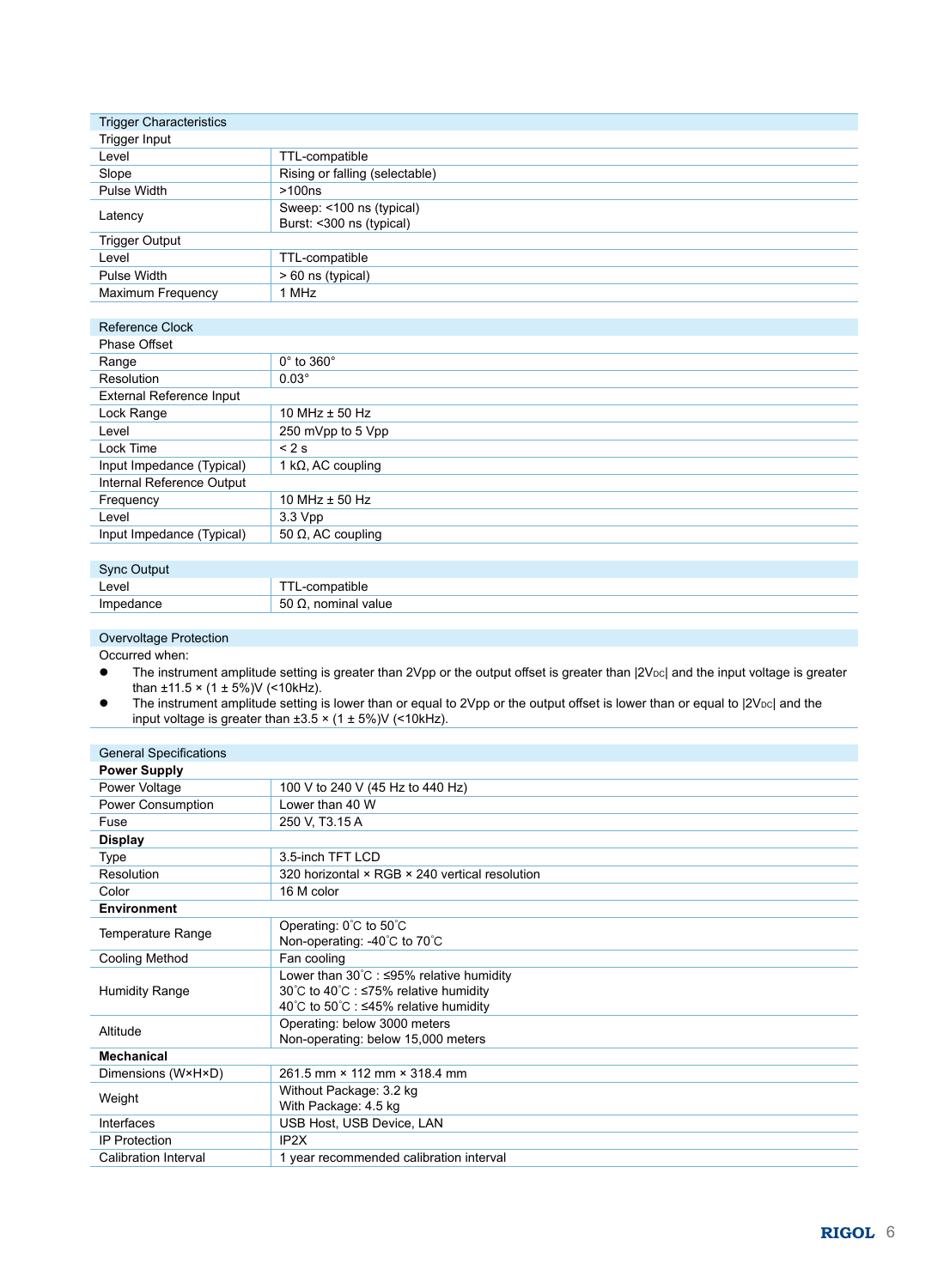| Trigger Characteristics | |
|---|---|
| Trigger Input | |
| Level | TTL-compatible |
| Slope | Rising or falling (selectable) |
| Pulse Width | >100ns |
| Latency | Sweep: <100 ns (typical)<br>Burst: <300 ns (typical) |
| Trigger Output | |
| Level | TTL-compatible |
| Pulse Width | > 60 ns (typical) |
| Maximum Frequency | 1 MHz |

| Reference Clock | |
|---|---|
| Phase Offset | |
| Range | 0° to 360° |
| Resolution | 0.03° |
| External Reference Input | |
| Lock Range | 10 MHz ± 50 Hz |
| Level | 250 mVpp to 5 Vpp |
| Lock Time | < 2 s |
| Input Impedance (Typical) | 1 kΩ, AC coupling |
| Internal Reference Output | |
| Frequency | 10 MHz ± 50 Hz |
| Level | 3.3 Vpp |
| Input Impedance (Typical) | 50 Ω, AC coupling |

| Sync Output | |
|---|---|
| Level | TTL-compatible |
| Impedance | 50 Ω, nominal value |

**Overvoltage Protection**

Occurred when:

- The instrument amplitude setting is greater than 2Vpp or the output offset is greater than $|2V_{DC}|$ and the input voltage is greater than ±11.5 × (1 ± 5%)V (<10kHz).
- The instrument amplitude setting is lower than or equal to 2Vpp or the output offset is lower than or equal to $|2V_{DC}|$ and the input voltage is greater than ±3.5 × (1 ± 5%)V (<10kHz).

| General Specifications | |
|---|---|
| **Power Supply** | |
| Power Voltage | 100 V to 240 V (45 Hz to 440 Hz) |
| Power Consumption | Lower than 40 W |
| Fuse | 250 V, T3.15 A |
| **Display** | |
| Type | 3.5-inch TFT LCD |
| Resolution | 320 horizontal × RGB × 240 vertical resolution |
| Color | 16 M color |
| **Environment** | |
| Temperature Range | Operating: 0˚C to 50˚C<br>Non-operating: -40˚C to 70˚C |
| Cooling Method | Fan cooling |
| Humidity Range | Lower than 30˚C : ≤95% relative humidity<br>30˚C to 40˚C : ≤75% relative humidity<br>40˚C to 50˚C : ≤45% relative humidity |
| Altitude | Operating: below 3000 meters<br>Non-operating: below 15,000 meters |
| **Mechanical** | |
| Dimensions (W×H×D) | 261.5 mm × 112 mm × 318.4 mm |
| Weight | Without Package: 3.2 kg<br>With Package: 4.5 kg |
| Interfaces | USB Host, USB Device, LAN |
| IP Protection | IP2X |
| Calibration Interval | 1 year recommended calibration interval |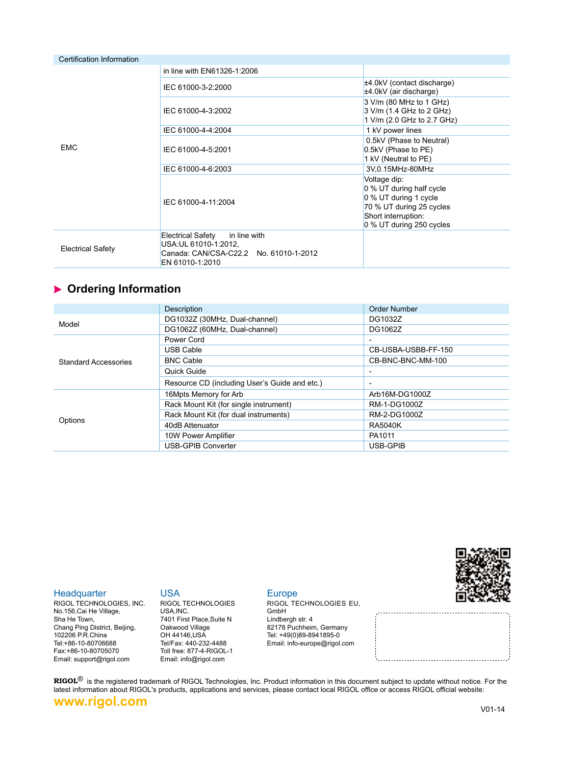| Certification Information | | |
|---|---|---|
| EMC | in line with EN61326-1:2006 | |
| | IEC 61000-3-2:2000 | ±4.0kV (contact discharge)<br>±4.0kV (air discharge) |
| | IEC 61000-4-3:2002 | 3 V/m (80 MHz to 1 GHz)<br>3 V/m (1.4 GHz to 2 GHz)<br>1 V/m (2.0 GHz to 2.7 GHz) |
| | IEC 61000-4-4:2004 | 1 kV power lines |
| | IEC 61000-4-5:2001 | 0.5kV (Phase to Neutral)<br>0.5kV (Phase to PE)<br>1 kV (Neutral to PE) |
| | IEC 61000-4-6:2003 | 3V,0.15MHz-80MHz |
| | IEC 61000-4-11:2004 | Voltage dip:<br>0 % UT during half cycle<br>0 % UT during 1 cycle<br>70 % UT during 25 cycles<br>Short interruption:<br>0 % UT during 250 cycles |
| Electrical Safety | Electrical Safety in line with<br>USA:UL 61010-1:2012,<br>Canada: CAN/CSA-C22.2 No. 61010-1-2012<br>EN 61010-1:2010 | |

## Ordering Information

| | Description | Order Number |
|---|---|---|
| Model | DG1032Z (30MHz, Dual-channel) | DG1032Z |
| | DG1062Z (60MHz, Dual-channel) | DG1062Z |
| Standard Accessories | Power Cord | - |
| | USB Cable | CB-USBA-USBB-FF-150 |
| | BNC Cable | CB-BNC-BNC-MM-100 |
| | Quick Guide | - |
| | Resource CD (including User's Guide and etc.) | - |
| Options | 16Mpts Memory for Arb | Arb16M-DG1000Z |
| | Rack Mount Kit (for single instrument) | RM-1-DG1000Z |
| | Rack Mount Kit (for dual instruments) | RM-2-DG1000Z |
| | 40dB Attenuator | RA5040K |
| | 10W Power Amplifier | PA1011 |
| | USB-GPIB Converter | USB-GPIB |

### Headquarter
RIGOL TECHNOLOGIES, INC.
No.156,Cai He Village,
Sha He Town,
Chang Ping District, Beijing,
102206 P.R.China
Tel:+86-10-80706688
Fax:+86-10-80705070
Email: support@rigol.com

### USA
RIGOL TECHNOLOGIES
USA,INC.
7401 First Place,Suite N
Oakwood Village
OH 44146,USA
Tel/Fax: 440-232-4488
Toll free: 877-4-RIGOL-1
Email: info@rigol.com

### Europe
RIGOL TECHNOLOGIES EU,
GmbH
Lindbergh str. 4
82178 Puchheim, Germany
Tel: +49(0)89-8941895-0
Email: info-europe@rigol.com

**RIGOL**® is the registered trademark of RIGOL Technologies, Inc. Product information in this document subject to update without notice. For the latest information about RIGOL's products, applications and services, please contact local RIGOL office or access RIGOL official website:

**www.rigol.com**

V01-14